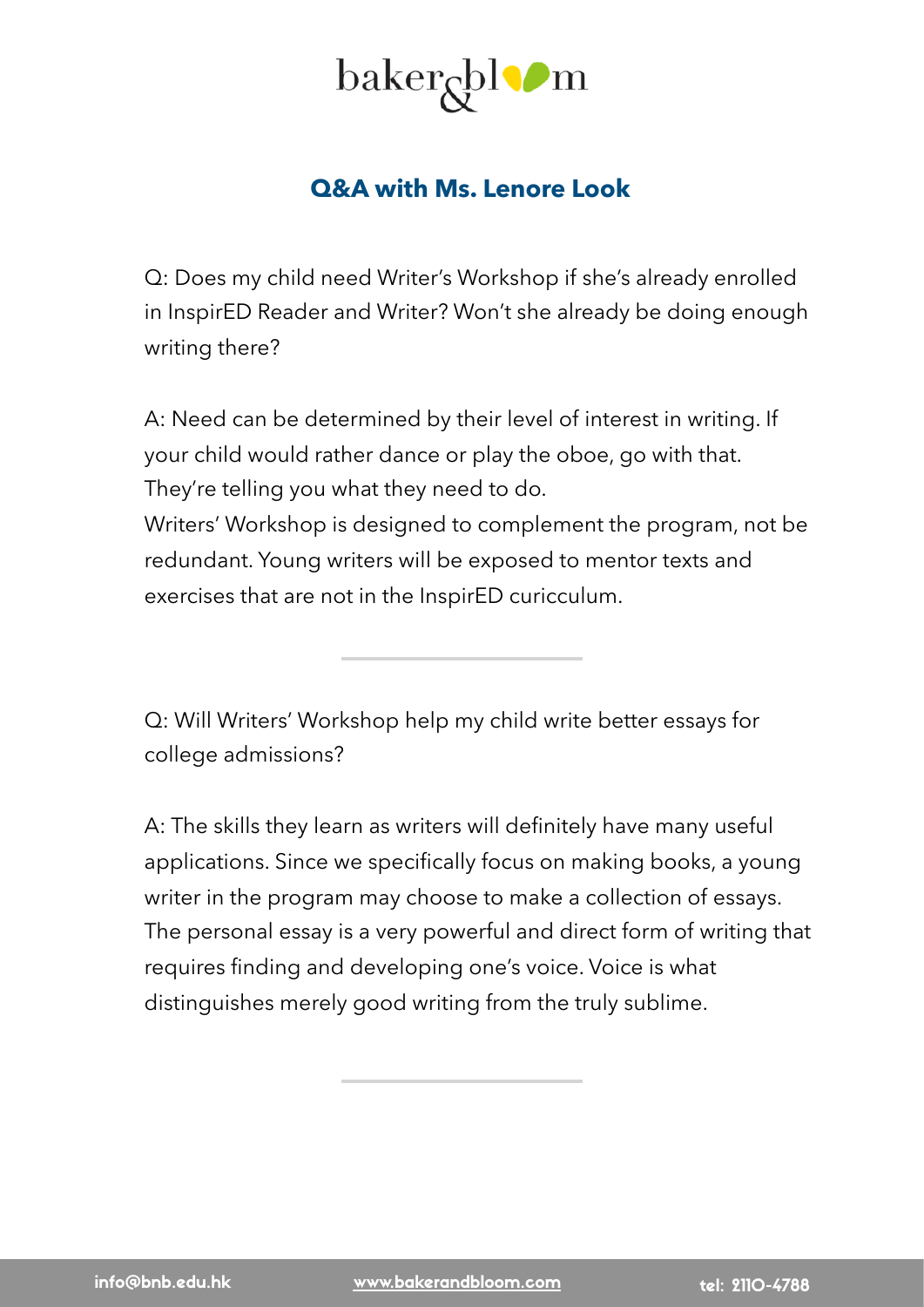baker&bloom

## Q&A with Ms. Lenore Look

Q: Does my child need Writer's Workshop if she's already enrolled in InspirED Reader and Writer? Won't she already be doing enough writing there?

A: Need can be determined by their level of interest in writing. If your child would rather dance or play the oboe, go with that. They're telling you what they need to do.
Writers' Workshop is designed to complement the program, not be redundant. Young writers will be exposed to mentor texts and exercises that are not in the InspirED curicculum.

---

Q: Will Writers' Workshop help my child write better essays for college admissions?

A: The skills they learn as writers will definitely have many useful applications. Since we specifically focus on making books, a young writer in the program may choose to make a collection of essays. The personal essay is a very powerful and direct form of writing that requires finding and developing one's voice. Voice is what distinguishes merely good writing from the truly sublime.

---

info@bnb.edu.hk www.bakerandbloom.com tel: 2110-4788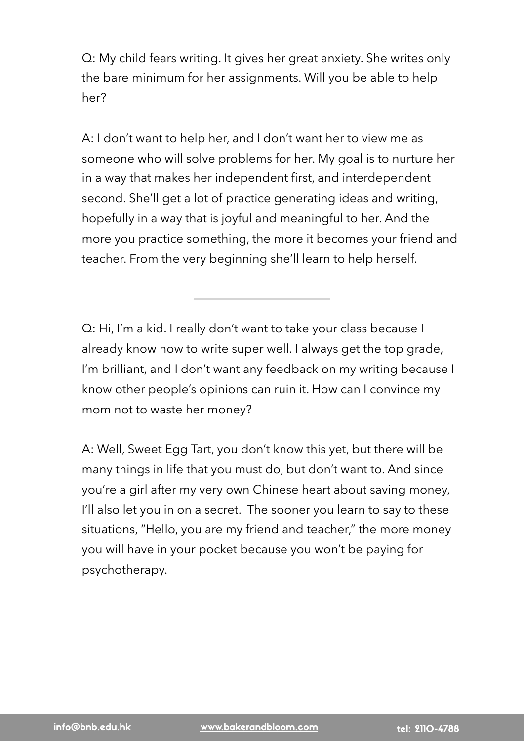Q: My child fears writing. It gives her great anxiety. She writes only the bare minimum for her assignments. Will you be able to help her?

A: I don't want to help her, and I don't want her to view me as someone who will solve problems for her. My goal is to nurture her in a way that makes her independent first, and interdependent second. She'll get a lot of practice generating ideas and writing, hopefully in a way that is joyful and meaningful to her. And the more you practice something, the more it becomes your friend and teacher. From the very beginning she'll learn to help herself.

---

Q: Hi, I'm a kid. I really don't want to take your class because I already know how to write super well. I always get the top grade, I'm brilliant, and I don't want any feedback on my writing because I know other people's opinions can ruin it. How can I convince my mom not to waste her money?

A: Well, Sweet Egg Tart, you don't know this yet, but there will be many things in life that you must do, but don't want to. And since you're a girl after my very own Chinese heart about saving money, I'll also let you in on a secret. The sooner you learn to say to these situations, "Hello, you are my friend and teacher," the more money you will have in your pocket because you won't be paying for psychotherapy.

info@bnb.edu.hk www.bakerandbloom.com tel: 2110-4788